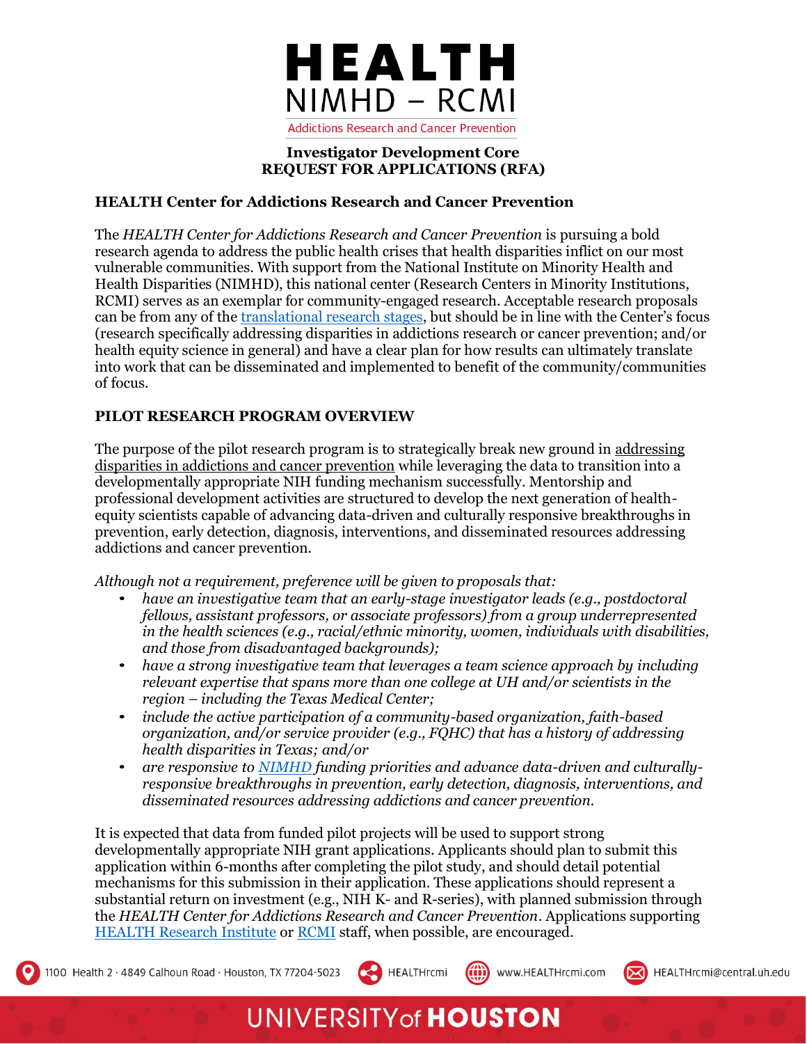# HEALTH

NIMHD – RCMI

Addictions Research and Cancer Prevention

## Investigator Development Core
## REQUEST FOR APPLICATIONS (RFA)

### HEALTH Center for Addictions Research and Cancer Prevention

The *HEALTH Center for Addictions Research and Cancer Prevention* is pursuing a bold research agenda to address the public health crises that health disparities inflict on our most vulnerable communities. With support from the National Institute on Minority Health and Health Disparities (NIMHD), this national center (Research Centers in Minority Institutions, RCMI) serves as an exemplar for community-engaged research. Acceptable research proposals can be from any of the translational research stages, but should be in line with the Center's focus (research specifically addressing disparities in addictions research or cancer prevention; and/or health equity science in general) and have a clear plan for how results can ultimately translate into work that can be disseminated and implemented to benefit of the community/communities of focus.

### PILOT RESEARCH PROGRAM OVERVIEW

The purpose of the pilot research program is to strategically break new ground in addressing disparities in addictions and cancer prevention while leveraging the data to transition into a developmentally appropriate NIH funding mechanism successfully. Mentorship and professional development activities are structured to develop the next generation of health-equity scientists capable of advancing data-driven and culturally responsive breakthroughs in prevention, early detection, diagnosis, interventions, and disseminated resources addressing addictions and cancer prevention.

*Although not a requirement, preference will be given to proposals that:*

- *have an investigative team that an early-stage investigator leads (e.g., postdoctoral fellows, assistant professors, or associate professors) from a group underrepresented in the health sciences (e.g., racial/ethnic minority, women, individuals with disabilities, and those from disadvantaged backgrounds);*
- *have a strong investigative team that leverages a team science approach by including relevant expertise that spans more than one college at UH and/or scientists in the region – including the Texas Medical Center;*
- *include the active participation of a community-based organization, faith-based organization, and/or service provider (e.g., FQHC) that has a history of addressing health disparities in Texas; and/or*
- *are responsive to NIMHD funding priorities and advance data-driven and culturally-responsive breakthroughs in prevention, early detection, diagnosis, interventions, and disseminated resources addressing addictions and cancer prevention.*

It is expected that data from funded pilot projects will be used to support strong developmentally appropriate NIH grant applications. Applicants should plan to submit this application within 6-months after completing the pilot study, and should detail potential mechanisms for this submission in their application. These applications should represent a substantial return on investment (e.g., NIH K- and R-series), with planned submission through the *HEALTH Center for Addictions Research and Cancer Prevention*. Applications supporting HEALTH Research Institute or RCMI staff, when possible, are encouraged.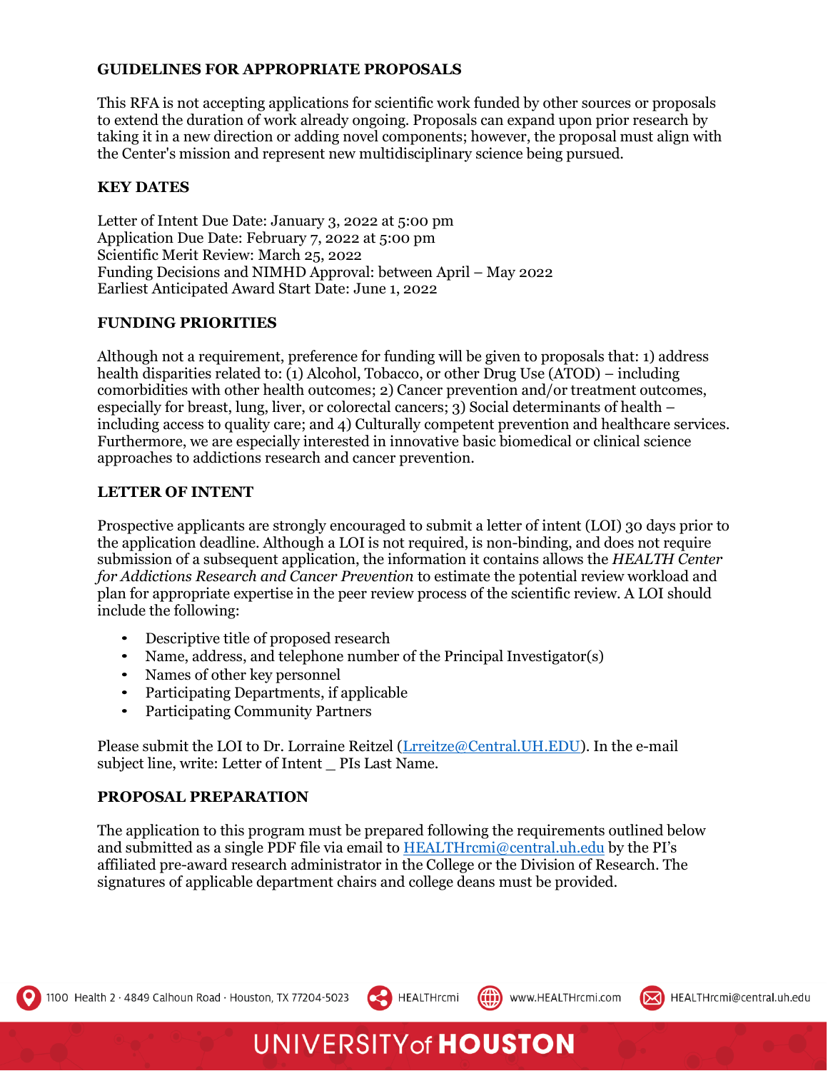## GUIDELINES FOR APPROPRIATE PROPOSALS

This RFA is not accepting applications for scientific work funded by other sources or proposals to extend the duration of work already ongoing. Proposals can expand upon prior research by taking it in a new direction or adding novel components; however, the proposal must align with the Center's mission and represent new multidisciplinary science being pursued.

## KEY DATES

Letter of Intent Due Date: January 3, 2022 at 5:00 pm
Application Due Date: February 7, 2022 at 5:00 pm
Scientific Merit Review: March 25, 2022
Funding Decisions and NIMHD Approval: between April – May 2022
Earliest Anticipated Award Start Date: June 1, 2022

## FUNDING PRIORITIES

Although not a requirement, preference for funding will be given to proposals that: 1) address health disparities related to: (1) Alcohol, Tobacco, or other Drug Use (ATOD) – including comorbidities with other health outcomes; 2) Cancer prevention and/or treatment outcomes, especially for breast, lung, liver, or colorectal cancers; 3) Social determinants of health – including access to quality care; and 4) Culturally competent prevention and healthcare services. Furthermore, we are especially interested in innovative basic biomedical or clinical science approaches to addictions research and cancer prevention.

## LETTER OF INTENT

Prospective applicants are strongly encouraged to submit a letter of intent (LOI) 30 days prior to the application deadline. Although a LOI is not required, is non-binding, and does not require submission of a subsequent application, the information it contains allows the *HEALTH Center for Addictions Research and Cancer Prevention* to estimate the potential review workload and plan for appropriate expertise in the peer review process of the scientific review. A LOI should include the following:

- Descriptive title of proposed research
- Name, address, and telephone number of the Principal Investigator(s)
- Names of other key personnel
- Participating Departments, if applicable
- Participating Community Partners

Please submit the LOI to Dr. Lorraine Reitzel (Lrreitze@Central.UH.EDU). In the e-mail subject line, write: Letter of Intent _ PIs Last Name.

## PROPOSAL PREPARATION

The application to this program must be prepared following the requirements outlined below and submitted as a single PDF file via email to HEALTHrcmi@central.uh.edu by the PI's affiliated pre-award research administrator in the College or the Division of Research. The signatures of applicable department chairs and college deans must be provided.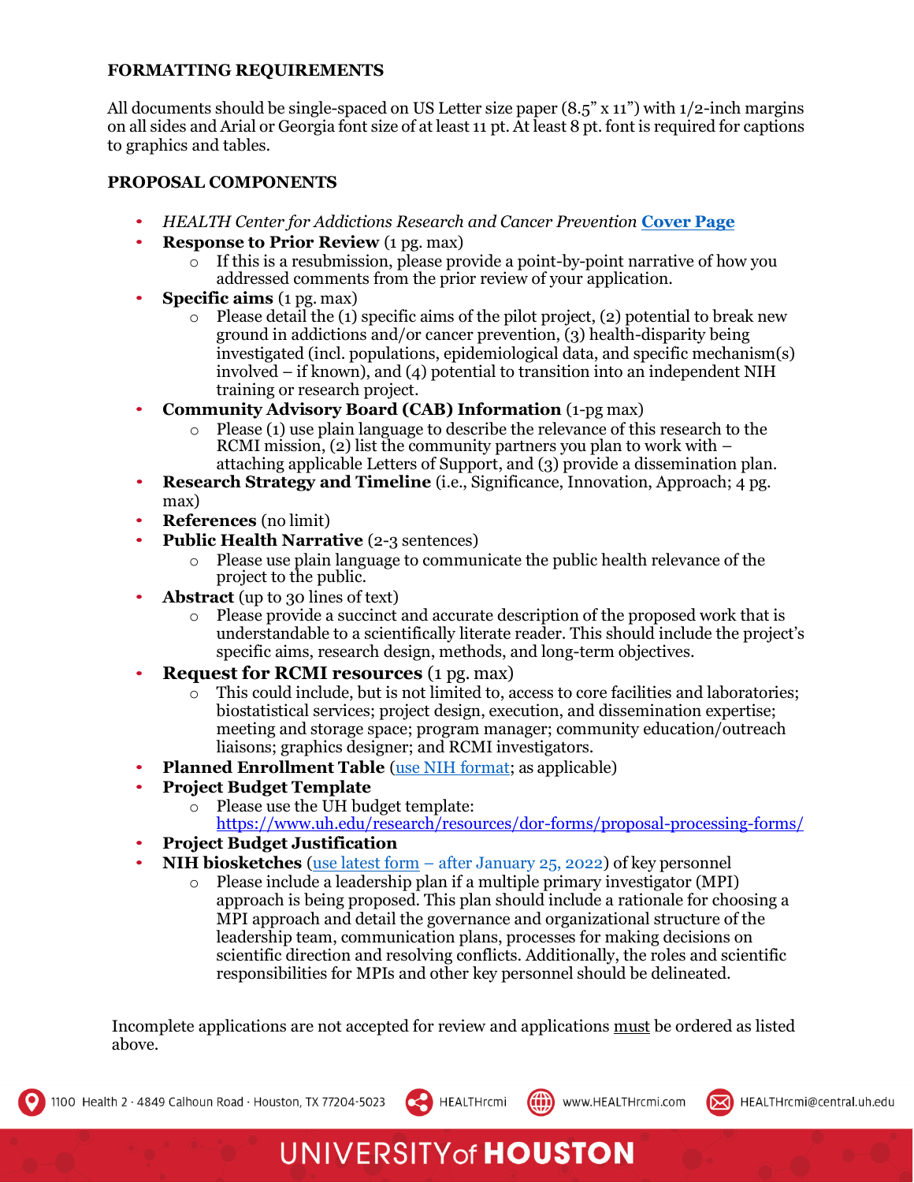## FORMATTING REQUIREMENTS

All documents should be single-spaced on US Letter size paper (8.5" x 11") with 1/2-inch margins on all sides and Arial or Georgia font size of at least 11 pt. At least 8 pt. font is required for captions to graphics and tables.

## PROPOSAL COMPONENTS

- *HEALTH Center for Addictions Research and Cancer Prevention* **Cover Page**
- **Response to Prior Review** (1 pg. max)
  - If this is a resubmission, please provide a point-by-point narrative of how you addressed comments from the prior review of your application.
- **Specific aims** (1 pg. max)
  - Please detail the (1) specific aims of the pilot project, (2) potential to break new ground in addictions and/or cancer prevention, (3) health-disparity being investigated (incl. populations, epidemiological data, and specific mechanism(s) involved – if known), and (4) potential to transition into an independent NIH training or research project.
- **Community Advisory Board (CAB) Information** (1-pg max)
  - Please (1) use plain language to describe the relevance of this research to the RCMI mission, (2) list the community partners you plan to work with – attaching applicable Letters of Support, and (3) provide a dissemination plan.
- **Research Strategy and Timeline** (i.e., Significance, Innovation, Approach; 4 pg. max)
- **References** (no limit)
- **Public Health Narrative** (2-3 sentences)
  - Please use plain language to communicate the public health relevance of the project to the public.
- **Abstract** (up to 30 lines of text)
  - Please provide a succinct and accurate description of the proposed work that is understandable to a scientifically literate reader. This should include the project's specific aims, research design, methods, and long-term objectives.
- **Request for RCMI resources** (1 pg. max)
  - This could include, but is not limited to, access to core facilities and laboratories; biostatistical services; project design, execution, and dissemination expertise; meeting and storage space; program manager; community education/outreach liaisons; graphics designer; and RCMI investigators.
- **Planned Enrollment Table** (use NIH format; as applicable)
- **Project Budget Template**
  - Please use the UH budget template: https://www.uh.edu/research/resources/dor-forms/proposal-processing-forms/
- **Project Budget Justification**
- **NIH biosketches** (use latest form – after January 25, 2022) of key personnel
  - Please include a leadership plan if a multiple primary investigator (MPI) approach is being proposed. This plan should include a rationale for choosing a MPI approach and detail the governance and organizational structure of the leadership team, communication plans, processes for making decisions on scientific direction and resolving conflicts. Additionally, the roles and scientific responsibilities for MPIs and other key personnel should be delineated.

Incomplete applications are not accepted for review and applications must be ordered as listed above.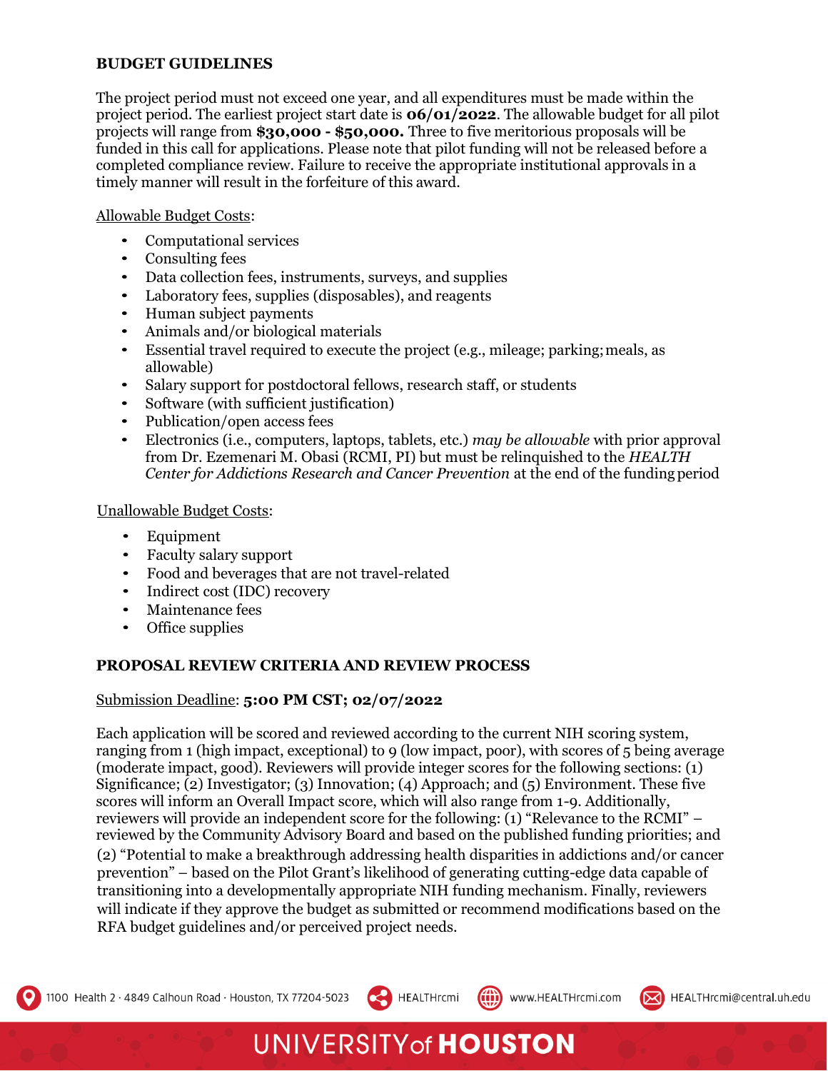## BUDGET GUIDELINES

The project period must not exceed one year, and all expenditures must be made within the project period. The earliest project start date is **06/01/2022**. The allowable budget for all pilot projects will range from **$30,000 - $50,000.** Three to five meritorious proposals will be funded in this call for applications. Please note that pilot funding will not be released before a completed compliance review. Failure to receive the appropriate institutional approvals in a timely manner will result in the forfeiture of this award.

Allowable Budget Costs:

- Computational services
- Consulting fees
- Data collection fees, instruments, surveys, and supplies
- Laboratory fees, supplies (disposables), and reagents
- Human subject payments
- Animals and/or biological materials
- Essential travel required to execute the project (e.g., mileage; parking; meals, as allowable)
- Salary support for postdoctoral fellows, research staff, or students
- Software (with sufficient justification)
- Publication/open access fees
- Electronics (i.e., computers, laptops, tablets, etc.) *may be allowable* with prior approval from Dr. Ezemenari M. Obasi (RCMI, PI) but must be relinquished to the *HEALTH Center for Addictions Research and Cancer Prevention* at the end of the funding period

Unallowable Budget Costs:

- Equipment
- Faculty salary support
- Food and beverages that are not travel-related
- Indirect cost (IDC) recovery
- Maintenance fees
- Office supplies

## PROPOSAL REVIEW CRITERIA AND REVIEW PROCESS

Submission Deadline: **5:00 PM CST; 02/07/2022**

Each application will be scored and reviewed according to the current NIH scoring system, ranging from 1 (high impact, exceptional) to 9 (low impact, poor), with scores of 5 being average (moderate impact, good). Reviewers will provide integer scores for the following sections: (1) Significance; (2) Investigator; (3) Innovation; (4) Approach; and (5) Environment. These five scores will inform an Overall Impact score, which will also range from 1-9. Additionally, reviewers will provide an independent score for the following: (1) "Relevance to the RCMI" – reviewed by the Community Advisory Board and based on the published funding priorities; and (2) "Potential to make a breakthrough addressing health disparities in addictions and/or cancer prevention" – based on the Pilot Grant's likelihood of generating cutting-edge data capable of transitioning into a developmentally appropriate NIH funding mechanism. Finally, reviewers will indicate if they approve the budget as submitted or recommend modifications based on the RFA budget guidelines and/or perceived project needs.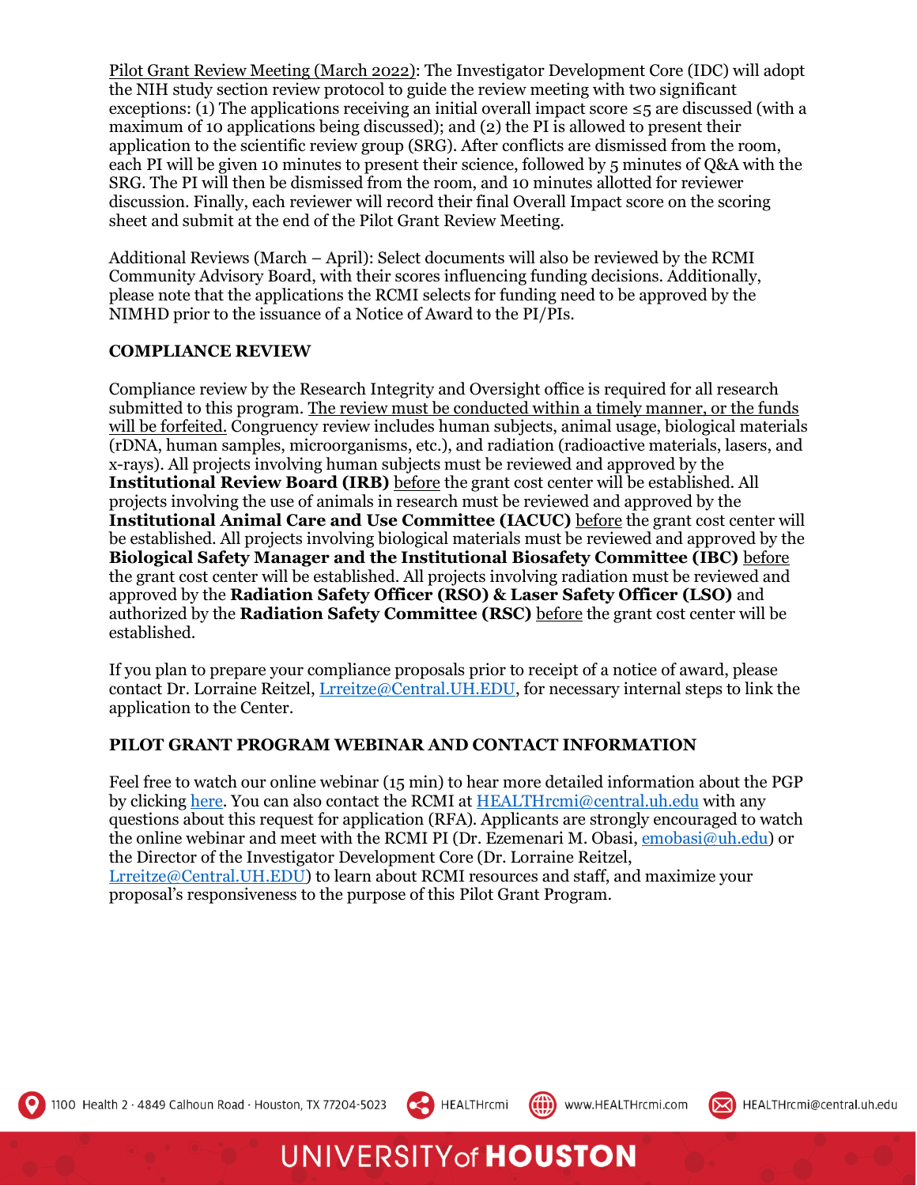Pilot Grant Review Meeting (March 2022): The Investigator Development Core (IDC) will adopt the NIH study section review protocol to guide the review meeting with two significant exceptions: (1) The applications receiving an initial overall impact score ≤5 are discussed (with a maximum of 10 applications being discussed); and (2) the PI is allowed to present their application to the scientific review group (SRG). After conflicts are dismissed from the room, each PI will be given 10 minutes to present their science, followed by 5 minutes of Q&A with the SRG. The PI will then be dismissed from the room, and 10 minutes allotted for reviewer discussion. Finally, each reviewer will record their final Overall Impact score on the scoring sheet and submit at the end of the Pilot Grant Review Meeting.

Additional Reviews (March – April): Select documents will also be reviewed by the RCMI Community Advisory Board, with their scores influencing funding decisions. Additionally, please note that the applications the RCMI selects for funding need to be approved by the NIMHD prior to the issuance of a Notice of Award to the PI/PIs.

## COMPLIANCE REVIEW

Compliance review by the Research Integrity and Oversight office is required for all research submitted to this program. The review must be conducted within a timely manner, or the funds will be forfeited. Congruency review includes human subjects, animal usage, biological materials (rDNA, human samples, microorganisms, etc.), and radiation (radioactive materials, lasers, and x-rays). All projects involving human subjects must be reviewed and approved by the **Institutional Review Board (IRB)** before the grant cost center will be established. All projects involving the use of animals in research must be reviewed and approved by the **Institutional Animal Care and Use Committee (IACUC)** before the grant cost center will be established. All projects involving biological materials must be reviewed and approved by the **Biological Safety Manager and the Institutional Biosafety Committee (IBC)** before the grant cost center will be established. All projects involving radiation must be reviewed and approved by the **Radiation Safety Officer (RSO) & Laser Safety Officer (LSO)** and authorized by the **Radiation Safety Committee (RSC)** before the grant cost center will be established.

If you plan to prepare your compliance proposals prior to receipt of a notice of award, please contact Dr. Lorraine Reitzel, Lrreitze@Central.UH.EDU, for necessary internal steps to link the application to the Center.

## PILOT GRANT PROGRAM WEBINAR AND CONTACT INFORMATION

Feel free to watch our online webinar (15 min) to hear more detailed information about the PGP by clicking here. You can also contact the RCMI at HEALTHrcmi@central.uh.edu with any questions about this request for application (RFA). Applicants are strongly encouraged to watch the online webinar and meet with the RCMI PI (Dr. Ezemenari M. Obasi, emobasi@uh.edu) or the Director of the Investigator Development Core (Dr. Lorraine Reitzel, Lrreitze@Central.UH.EDU) to learn about RCMI resources and staff, and maximize your proposal's responsiveness to the purpose of this Pilot Grant Program.